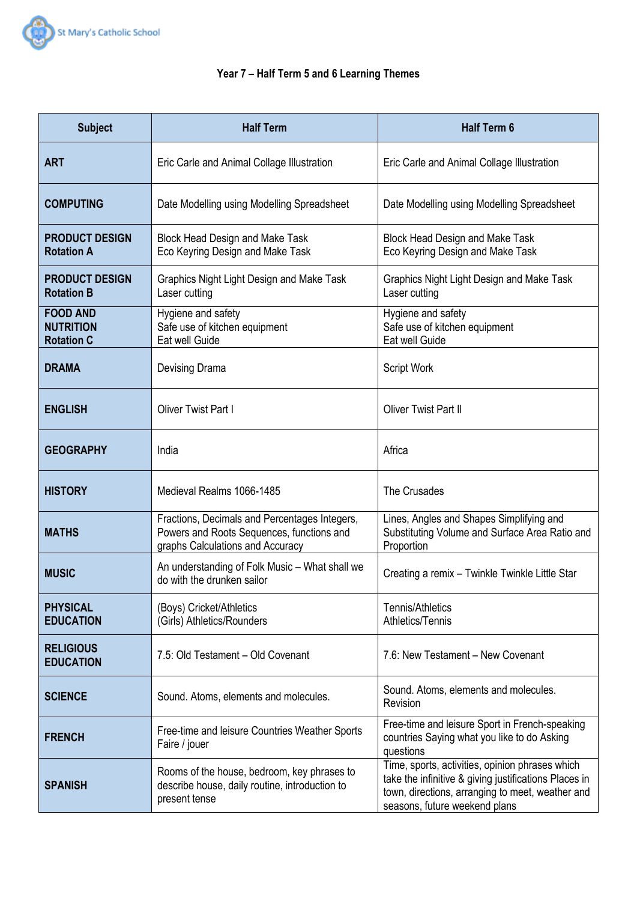St Mary's Catholic School

## Year 7 – Half Term 5 and 6 Learning Themes

| Subject | Half Term | Half Term 6 |
|---|---|---|
| **ART** | Eric Carle and Animal Collage Illustration | Eric Carle and Animal Collage Illustration |
| **COMPUTING** | Date Modelling using Modelling Spreadsheet | Date Modelling using Modelling Spreadsheet |
| **PRODUCT DESIGN Rotation A** | Block Head Design and Make Task<br>Eco Keyring Design and Make Task | Block Head Design and Make Task<br>Eco Keyring Design and Make Task |
| **PRODUCT DESIGN Rotation B** | Graphics Night Light Design and Make Task<br>Laser cutting | Graphics Night Light Design and Make Task<br>Laser cutting |
| **FOOD AND NUTRITION Rotation C** | Hygiene and safety<br>Safe use of kitchen equipment<br>Eat well Guide | Hygiene and safety<br>Safe use of kitchen equipment<br>Eat well Guide |
| **DRAMA** | Devising Drama | Script Work |
| **ENGLISH** | Oliver Twist Part I | Oliver Twist Part II |
| **GEOGRAPHY** | India | Africa |
| **HISTORY** | Medieval Realms 1066-1485 | The Crusades |
| **MATHS** | Fractions, Decimals and Percentages Integers, Powers and Roots Sequences, functions and graphs Calculations and Accuracy | Lines, Angles and Shapes Simplifying and Substituting Volume and Surface Area Ratio and Proportion |
| **MUSIC** | An understanding of Folk Music – What shall we do with the drunken sailor | Creating a remix – Twinkle Twinkle Little Star |
| **PHYSICAL EDUCATION** | (Boys) Cricket/Athletics<br>(Girls) Athletics/Rounders | Tennis/Athletics<br>Athletics/Tennis |
| **RELIGIOUS EDUCATION** | 7.5: Old Testament – Old Covenant | 7.6: New Testament – New Covenant |
| **SCIENCE** | Sound. Atoms, elements and molecules. | Sound. Atoms, elements and molecules.<br>Revision |
| **FRENCH** | Free-time and leisure Countries Weather Sports Faire / jouer | Free-time and leisure Sport in French-speaking countries Saying what you like to do Asking questions |
| **SPANISH** | Rooms of the house, bedroom, key phrases to describe house, daily routine, introduction to present tense | Time, sports, activities, opinion phrases which take the infinitive & giving justifications Places in town, directions, arranging to meet, weather and seasons, future weekend plans |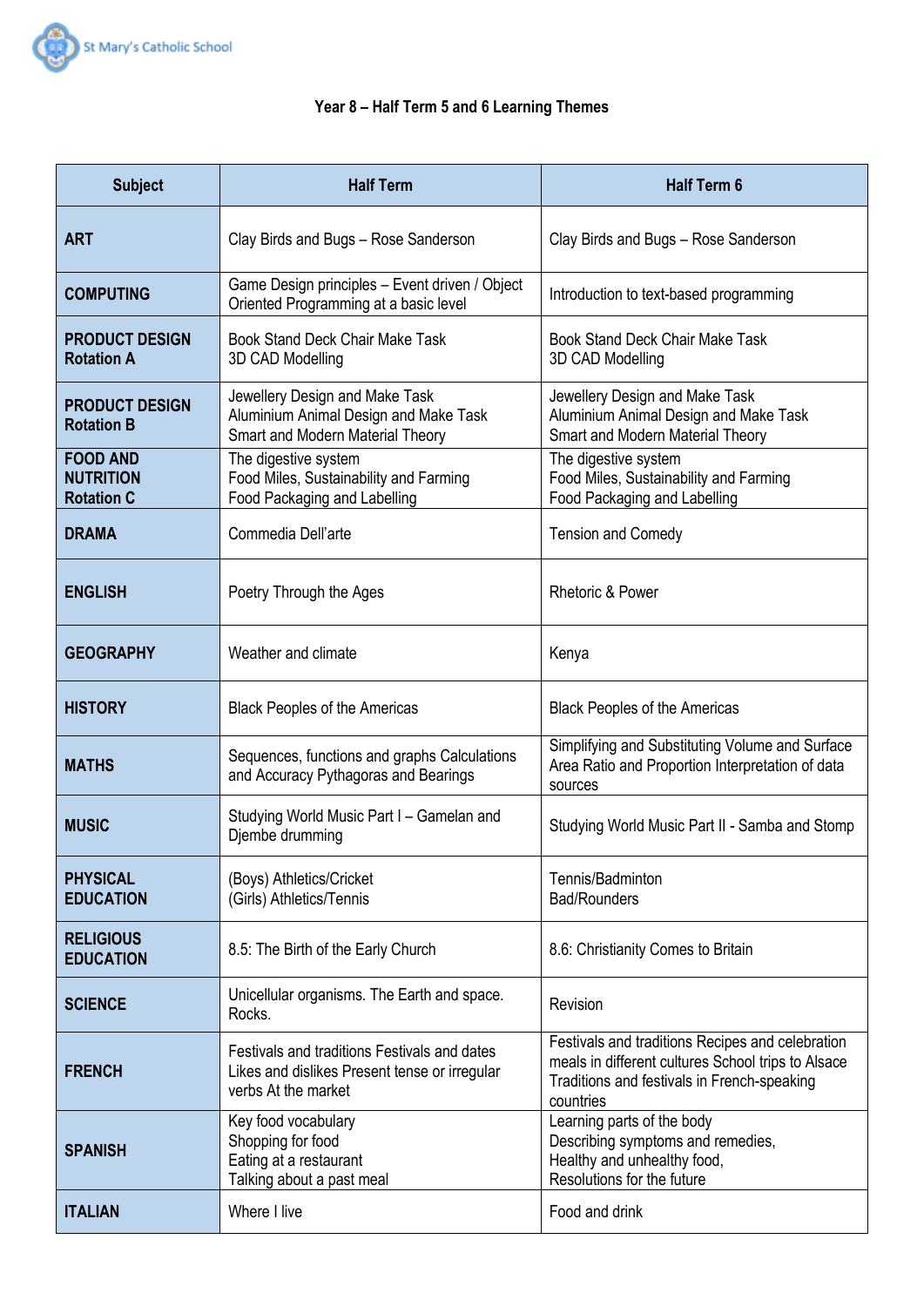St Mary's Catholic School

## Year 8 – Half Term 5 and 6 Learning Themes

| Subject | Half Term | Half Term 6 |
|---|---|---|
| **ART** | Clay Birds and Bugs – Rose Sanderson | Clay Birds and Bugs – Rose Sanderson |
| **COMPUTING** | Game Design principles – Event driven / Object Oriented Programming at a basic level | Introduction to text-based programming |
| **PRODUCT DESIGN Rotation A** | Book Stand Deck Chair Make Task<br>3D CAD Modelling | Book Stand Deck Chair Make Task<br>3D CAD Modelling |
| **PRODUCT DESIGN Rotation B** | Jewellery Design and Make Task<br>Aluminium Animal Design and Make Task<br>Smart and Modern Material Theory | Jewellery Design and Make Task<br>Aluminium Animal Design and Make Task<br>Smart and Modern Material Theory |
| **FOOD AND NUTRITION Rotation C** | The digestive system<br>Food Miles, Sustainability and Farming<br>Food Packaging and Labelling | The digestive system<br>Food Miles, Sustainability and Farming<br>Food Packaging and Labelling |
| **DRAMA** | Commedia Dell'arte | Tension and Comedy |
| **ENGLISH** | Poetry Through the Ages | Rhetoric & Power |
| **GEOGRAPHY** | Weather and climate | Kenya |
| **HISTORY** | Black Peoples of the Americas | Black Peoples of the Americas |
| **MATHS** | Sequences, functions and graphs Calculations and Accuracy Pythagoras and Bearings | Simplifying and Substituting Volume and Surface Area Ratio and Proportion Interpretation of data sources |
| **MUSIC** | Studying World Music Part I – Gamelan and Djembe drumming | Studying World Music Part II - Samba and Stomp |
| **PHYSICAL EDUCATION** | (Boys) Athletics/Cricket<br>(Girls) Athletics/Tennis | Tennis/Badminton<br>Bad/Rounders |
| **RELIGIOUS EDUCATION** | 8.5: The Birth of the Early Church | 8.6: Christianity Comes to Britain |
| **SCIENCE** | Unicellular organisms. The Earth and space. Rocks. | Revision |
| **FRENCH** | Festivals and traditions Festivals and dates Likes and dislikes Present tense or irregular verbs At the market | Festivals and traditions Recipes and celebration meals in different cultures School trips to Alsace Traditions and festivals in French-speaking countries |
| **SPANISH** | Key food vocabulary<br>Shopping for food<br>Eating at a restaurant<br>Talking about a past meal | Learning parts of the body<br>Describing symptoms and remedies,<br>Healthy and unhealthy food,<br>Resolutions for the future |
| **ITALIAN** | Where I live | Food and drink |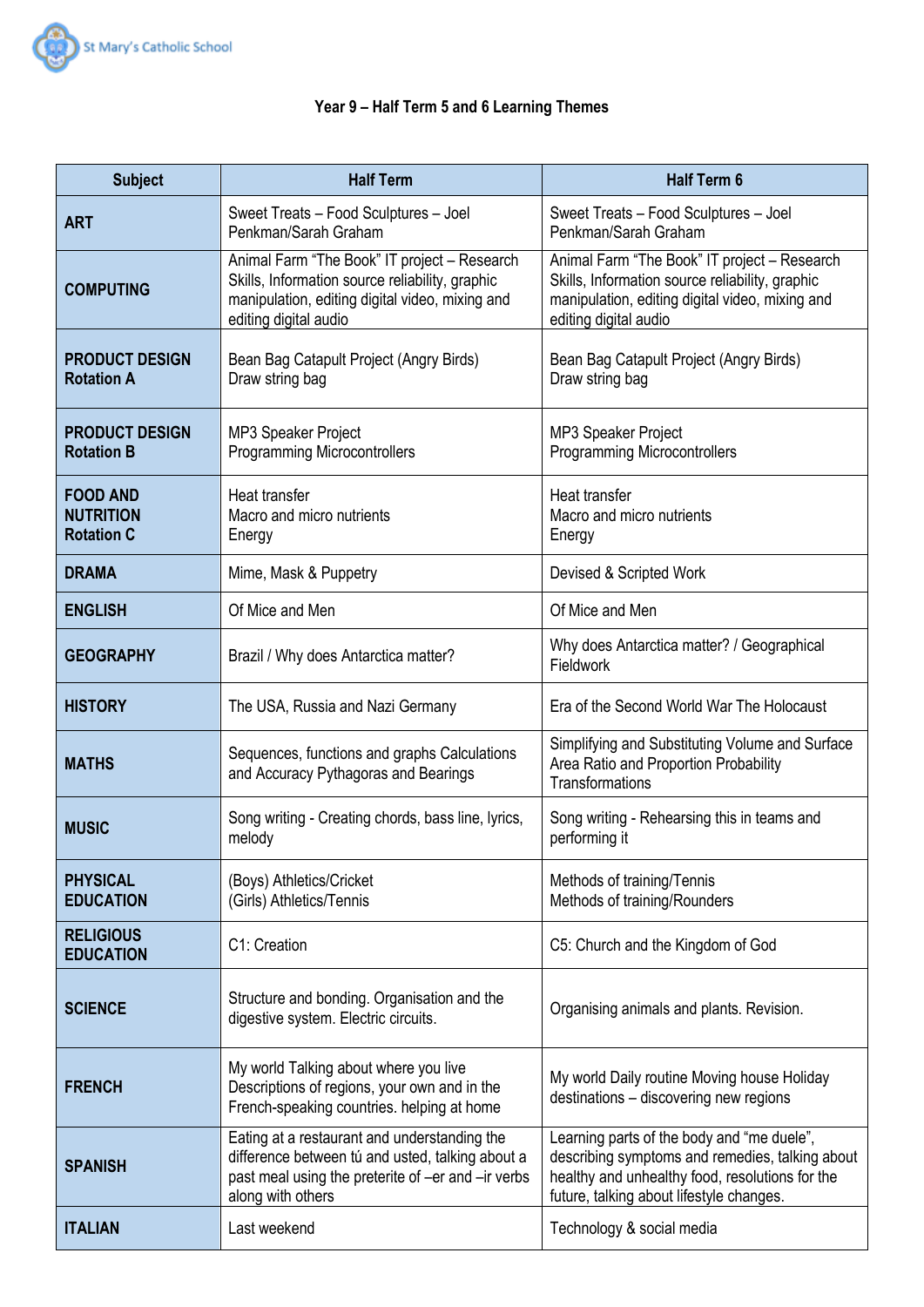St Mary's Catholic School

## Year 9 – Half Term 5 and 6 Learning Themes

| Subject | Half Term | Half Term 6 |
|---|---|---|
| **ART** | Sweet Treats – Food Sculptures – Joel Penkman/Sarah Graham | Sweet Treats – Food Sculptures – Joel Penkman/Sarah Graham |
| **COMPUTING** | Animal Farm "The Book" IT project – Research Skills, Information source reliability, graphic manipulation, editing digital video, mixing and editing digital audio | Animal Farm "The Book" IT project – Research Skills, Information source reliability, graphic manipulation, editing digital video, mixing and editing digital audio |
| **PRODUCT DESIGN Rotation A** | Bean Bag Catapult Project (Angry Birds) Draw string bag | Bean Bag Catapult Project (Angry Birds) Draw string bag |
| **PRODUCT DESIGN Rotation B** | MP3 Speaker Project Programming Microcontrollers | MP3 Speaker Project Programming Microcontrollers |
| **FOOD AND NUTRITION Rotation C** | Heat transfer Macro and micro nutrients Energy | Heat transfer Macro and micro nutrients Energy |
| **DRAMA** | Mime, Mask & Puppetry | Devised & Scripted Work |
| **ENGLISH** | Of Mice and Men | Of Mice and Men |
| **GEOGRAPHY** | Brazil / Why does Antarctica matter? | Why does Antarctica matter? / Geographical Fieldwork |
| **HISTORY** | The USA, Russia and Nazi Germany | Era of the Second World War The Holocaust |
| **MATHS** | Sequences, functions and graphs Calculations and Accuracy Pythagoras and Bearings | Simplifying and Substituting Volume and Surface Area Ratio and Proportion Probability Transformations |
| **MUSIC** | Song writing - Creating chords, bass line, lyrics, melody | Song writing - Rehearsing this in teams and performing it |
| **PHYSICAL EDUCATION** | (Boys) Athletics/Cricket (Girls) Athletics/Tennis | Methods of training/Tennis Methods of training/Rounders |
| **RELIGIOUS EDUCATION** | C1: Creation | C5: Church and the Kingdom of God |
| **SCIENCE** | Structure and bonding. Organisation and the digestive system. Electric circuits. | Organising animals and plants. Revision. |
| **FRENCH** | My world Talking about where you live Descriptions of regions, your own and in the French-speaking countries. helping at home | My world Daily routine Moving house Holiday destinations – discovering new regions |
| **SPANISH** | Eating at a restaurant and understanding the difference between tú and usted, talking about a past meal using the preterite of –er and –ir verbs along with others | Learning parts of the body and "me duele", describing symptoms and remedies, talking about healthy and unhealthy food, resolutions for the future, talking about lifestyle changes. |
| **ITALIAN** | Last weekend | Technology & social media |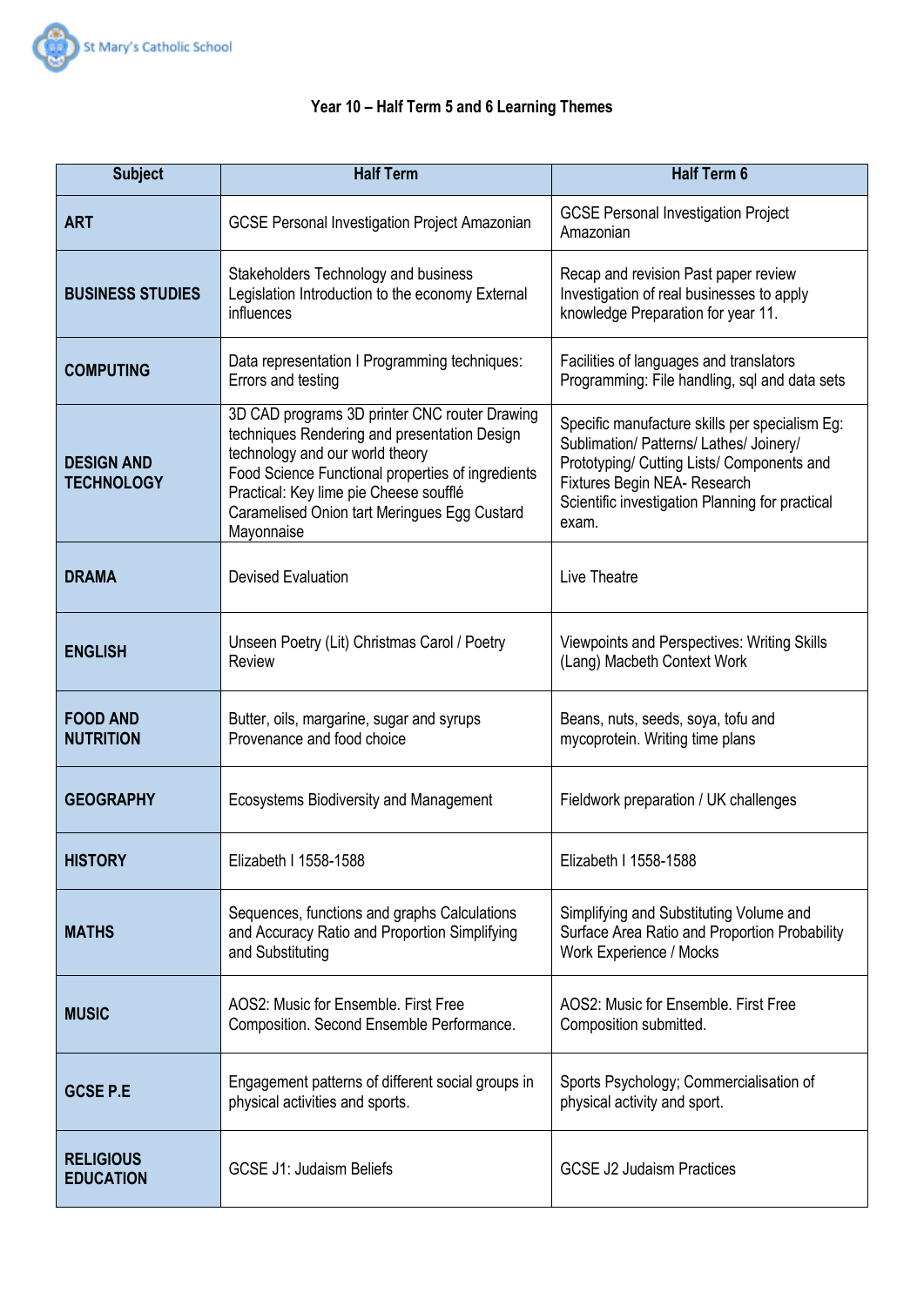St Mary's Catholic School

# Year 10 – Half Term 5 and 6 Learning Themes

| Subject | Half Term | Half Term 6 |
|---|---|---|
| **ART** | GCSE Personal Investigation Project Amazonian | GCSE Personal Investigation Project Amazonian |
| **BUSINESS STUDIES** | Stakeholders Technology and business Legislation Introduction to the economy External influences | Recap and revision Past paper review Investigation of real businesses to apply knowledge Preparation for year 11. |
| **COMPUTING** | Data representation I Programming techniques: Errors and testing | Facilities of languages and translators Programming: File handling, sql and data sets |
| **DESIGN AND TECHNOLOGY** | 3D CAD programs 3D printer CNC router Drawing techniques Rendering and presentation Design technology and our world theory<br>Food Science Functional properties of ingredients Practical: Key lime pie Cheese soufflé Caramelised Onion tart Meringues Egg Custard Mayonnaise | Specific manufacture skills per specialism Eg: Sublimation/ Patterns/ Lathes/ Joinery/ Prototyping/ Cutting Lists/ Components and Fixtures Begin NEA- Research<br>Scientific investigation Planning for practical exam. |
| **DRAMA** | Devised Evaluation | Live Theatre |
| **ENGLISH** | Unseen Poetry (Lit) Christmas Carol / Poetry Review | Viewpoints and Perspectives: Writing Skills (Lang) Macbeth Context Work |
| **FOOD AND NUTRITION** | Butter, oils, margarine, sugar and syrups Provenance and food choice | Beans, nuts, seeds, soya, tofu and mycoprotein. Writing time plans |
| **GEOGRAPHY** | Ecosystems Biodiversity and Management | Fieldwork preparation / UK challenges |
| **HISTORY** | Elizabeth I 1558-1588 | Elizabeth I 1558-1588 |
| **MATHS** | Sequences, functions and graphs Calculations and Accuracy Ratio and Proportion Simplifying and Substituting | Simplifying and Substituting Volume and Surface Area Ratio and Proportion Probability Work Experience / Mocks |
| **MUSIC** | AOS2: Music for Ensemble. First Free Composition. Second Ensemble Performance. | AOS2: Music for Ensemble. First Free Composition submitted. |
| **GCSE P.E** | Engagement patterns of different social groups in physical activities and sports. | Sports Psychology; Commercialisation of physical activity and sport. |
| **RELIGIOUS EDUCATION** | GCSE J1: Judaism Beliefs | GCSE J2 Judaism Practices |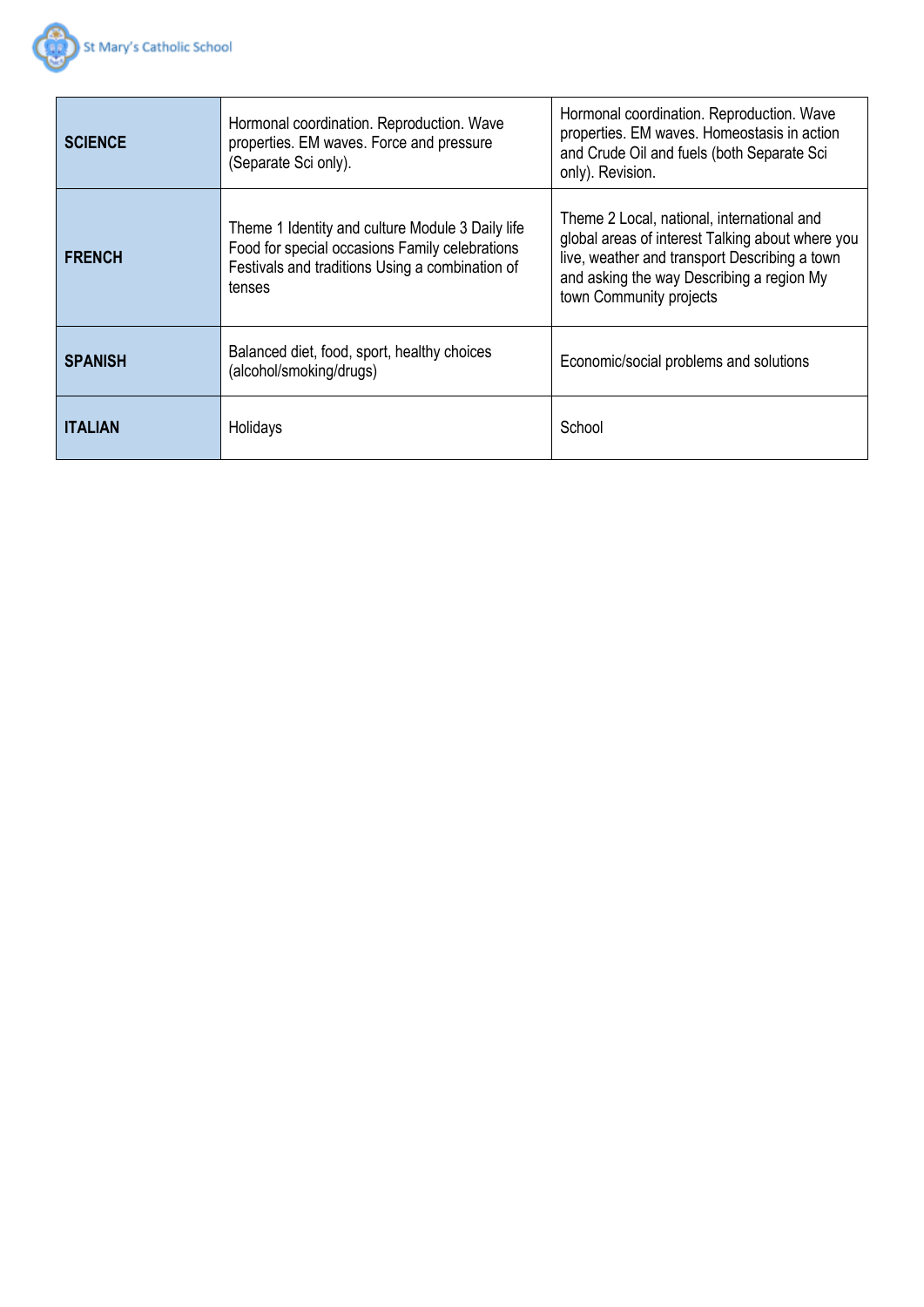| **SCIENCE** | Hormonal coordination. Reproduction. Wave properties. EM waves. Force and pressure (Separate Sci only). | Hormonal coordination. Reproduction. Wave properties. EM waves. Homeostasis in action and Crude Oil and fuels (both Separate Sci only). Revision. |
|---|---|---|
| **FRENCH** | Theme 1 Identity and culture Module 3 Daily life Food for special occasions Family celebrations Festivals and traditions Using a combination of tenses | Theme 2 Local, national, international and global areas of interest Talking about where you live, weather and transport Describing a town and asking the way Describing a region My town Community projects |
| **SPANISH** | Balanced diet, food, sport, healthy choices (alcohol/smoking/drugs) | Economic/social problems and solutions |
| **ITALIAN** | Holidays | School |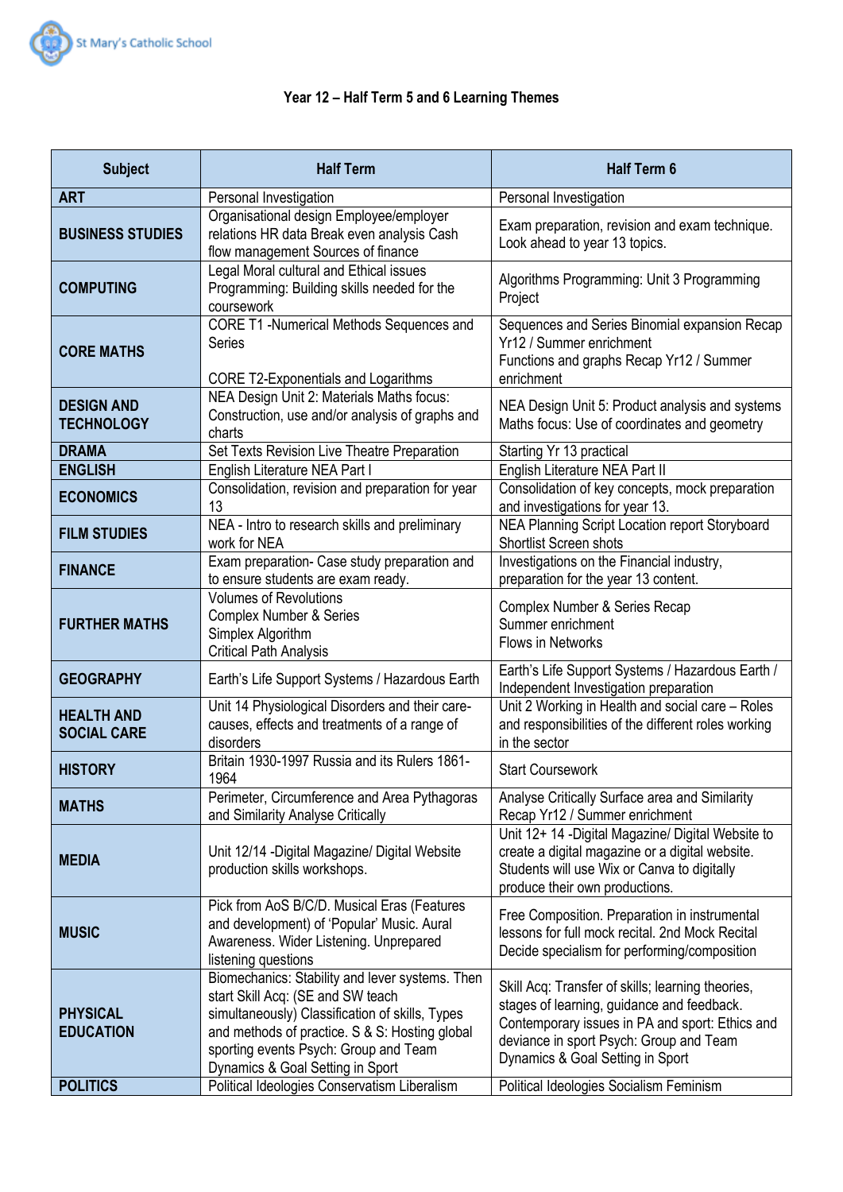St Mary's Catholic School

# Year 12 – Half Term 5 and 6 Learning Themes

| Subject | Half Term | Half Term 6 |
|---|---|---|
| **ART** | Personal Investigation | Personal Investigation |
| **BUSINESS STUDIES** | Organisational design Employee/employer relations HR data Break even analysis Cash flow management Sources of finance | Exam preparation, revision and exam technique. Look ahead to year 13 topics. |
| **COMPUTING** | Legal Moral cultural and Ethical issues Programming: Building skills needed for the coursework | Algorithms Programming: Unit 3 Programming Project |
| **CORE MATHS** | CORE T1 -Numerical Methods Sequences and Series<br><br>CORE T2-Exponentials and Logarithms | Sequences and Series Binomial expansion Recap Yr12 / Summer enrichment<br>Functions and graphs Recap Yr12 / Summer enrichment |
| **DESIGN AND TECHNOLOGY** | NEA Design Unit 2: Materials Maths focus: Construction, use and/or analysis of graphs and charts | NEA Design Unit 5: Product analysis and systems Maths focus: Use of coordinates and geometry |
| **DRAMA** | Set Texts Revision Live Theatre Preparation | Starting Yr 13 practical |
| **ENGLISH** | English Literature NEA Part I | English Literature NEA Part II |
| **ECONOMICS** | Consolidation, revision and preparation for year 13 | Consolidation of key concepts, mock preparation and investigations for year 13. |
| **FILM STUDIES** | NEA - Intro to research skills and preliminary work for NEA | NEA Planning Script Location report Storyboard Shortlist Screen shots |
| **FINANCE** | Exam preparation- Case study preparation and to ensure students are exam ready. | Investigations on the Financial industry, preparation for the year 13 content. |
| **FURTHER MATHS** | Volumes of Revolutions<br>Complex Number & Series<br>Simplex Algorithm<br>Critical Path Analysis | Complex Number & Series Recap<br>Summer enrichment<br>Flows in Networks |
| **GEOGRAPHY** | Earth's Life Support Systems / Hazardous Earth | Earth's Life Support Systems / Hazardous Earth / Independent Investigation preparation |
| **HEALTH AND SOCIAL CARE** | Unit 14 Physiological Disorders and their care- causes, effects and treatments of a range of disorders | Unit 2 Working in Health and social care – Roles and responsibilities of the different roles working in the sector |
| **HISTORY** | Britain 1930-1997 Russia and its Rulers 1861-1964 | Start Coursework |
| **MATHS** | Perimeter, Circumference and Area Pythagoras and Similarity Analyse Critically | Analyse Critically Surface area and Similarity Recap Yr12 / Summer enrichment |
| **MEDIA** | Unit 12/14 -Digital Magazine/ Digital Website production skills workshops. | Unit 12+ 14 -Digital Magazine/ Digital Website to create a digital magazine or a digital website. Students will use Wix or Canva to digitally produce their own productions. |
| **MUSIC** | Pick from AoS B/C/D. Musical Eras (Features and development) of 'Popular' Music. Aural Awareness. Wider Listening. Unprepared listening questions | Free Composition. Preparation in instrumental lessons for full mock recital. 2nd Mock Recital Decide specialism for performing/composition |
| **PHYSICAL EDUCATION** | Biomechanics: Stability and lever systems. Then start Skill Acq: (SE and SW teach simultaneously) Classification of skills, Types and methods of practice. S & S: Hosting global sporting events Psych: Group and Team Dynamics & Goal Setting in Sport | Skill Acq: Transfer of skills; learning theories, stages of learning, guidance and feedback. Contemporary issues in PA and sport: Ethics and deviance in sport Psych: Group and Team Dynamics & Goal Setting in Sport |
| **POLITICS** | Political Ideologies Conservatism Liberalism | Political Ideologies Socialism Feminism |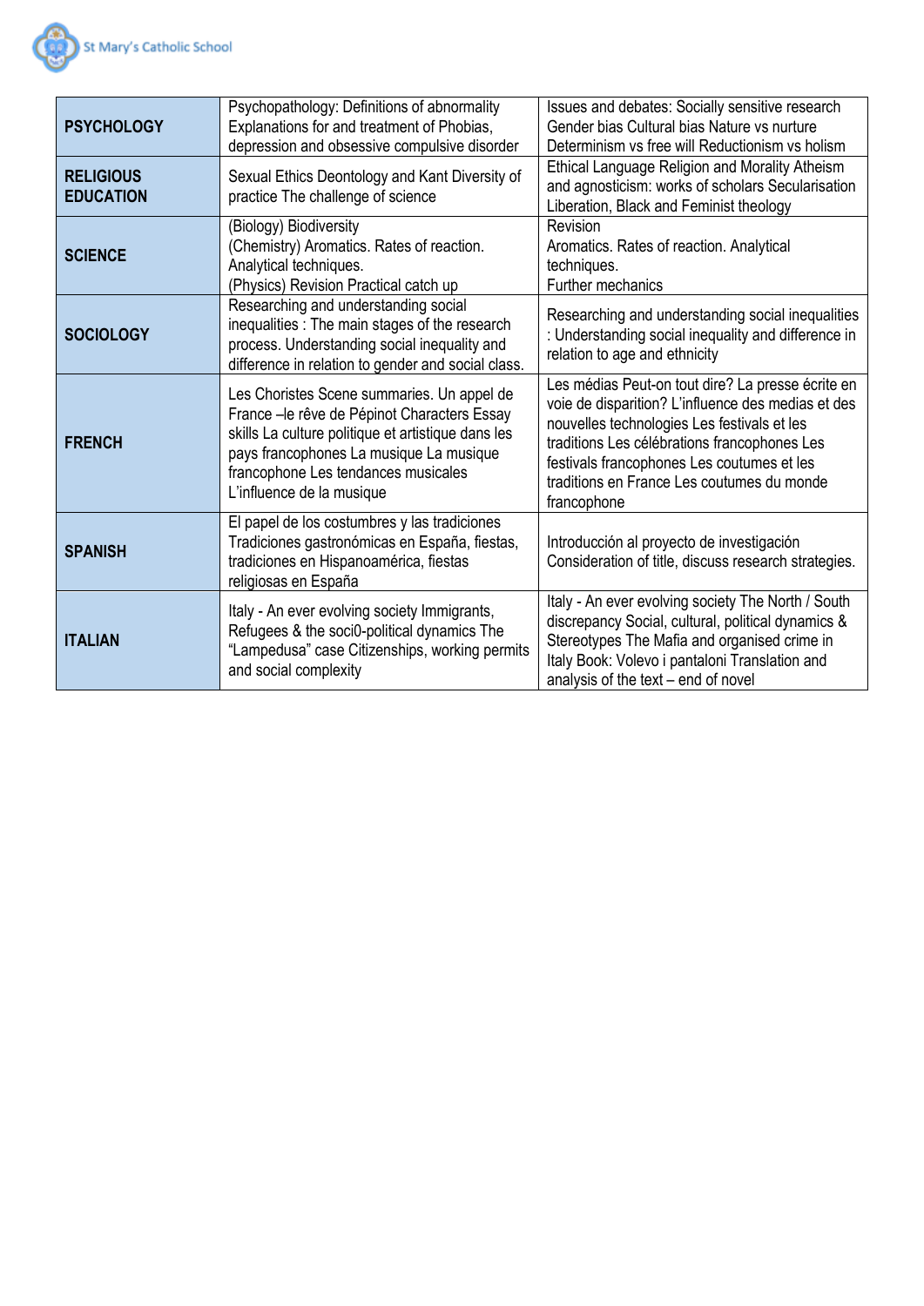| | | |
|---|---|---|
| **PSYCHOLOGY** | Psychopathology: Definitions of abnormality Explanations for and treatment of Phobias, depression and obsessive compulsive disorder | Issues and debates: Socially sensitive research Gender bias Cultural bias Nature vs nurture Determinism vs free will Reductionism vs holism |
| **RELIGIOUS EDUCATION** | Sexual Ethics Deontology and Kant Diversity of practice The challenge of science | Ethical Language Religion and Morality Atheism and agnosticism: works of scholars Secularisation Liberation, Black and Feminist theology |
| **SCIENCE** | (Biology) Biodiversity<br>(Chemistry) Aromatics. Rates of reaction. Analytical techniques.<br>(Physics) Revision Practical catch up | Revision<br>Aromatics. Rates of reaction. Analytical techniques.<br>Further mechanics |
| **SOCIOLOGY** | Researching and understanding social inequalities : The main stages of the research process. Understanding social inequality and difference in relation to gender and social class. | Researching and understanding social inequalities : Understanding social inequality and difference in relation to age and ethnicity |
| **FRENCH** | Les Choristes Scene summaries. Un appel de France –le rêve de Pépinot Characters Essay skills La culture politique et artistique dans les pays francophones La musique La musique francophone Les tendances musicales L'influence de la musique | Les médias Peut-on tout dire? La presse écrite en voie de disparition? L'influence des medias et des nouvelles technologies Les festivals et les traditions Les célébrations francophones Les festivals francophones Les coutumes et les traditions en France Les coutumes du monde francophone |
| **SPANISH** | El papel de los costumbres y las tradiciones Tradiciones gastronómicas en España, fiestas, tradiciones en Hispanoamérica, fiestas religiosas en España | Introducción al proyecto de investigación Consideration of title, discuss research strategies. |
| **ITALIAN** | Italy - An ever evolving society Immigrants, Refugees & the soci0-political dynamics The "Lampedusa" case Citizenships, working permits and social complexity | Italy - An ever evolving society The North / South discrepancy Social, cultural, political dynamics & Stereotypes The Mafia and organised crime in Italy Book: Volevo i pantaloni Translation and analysis of the text – end of novel |